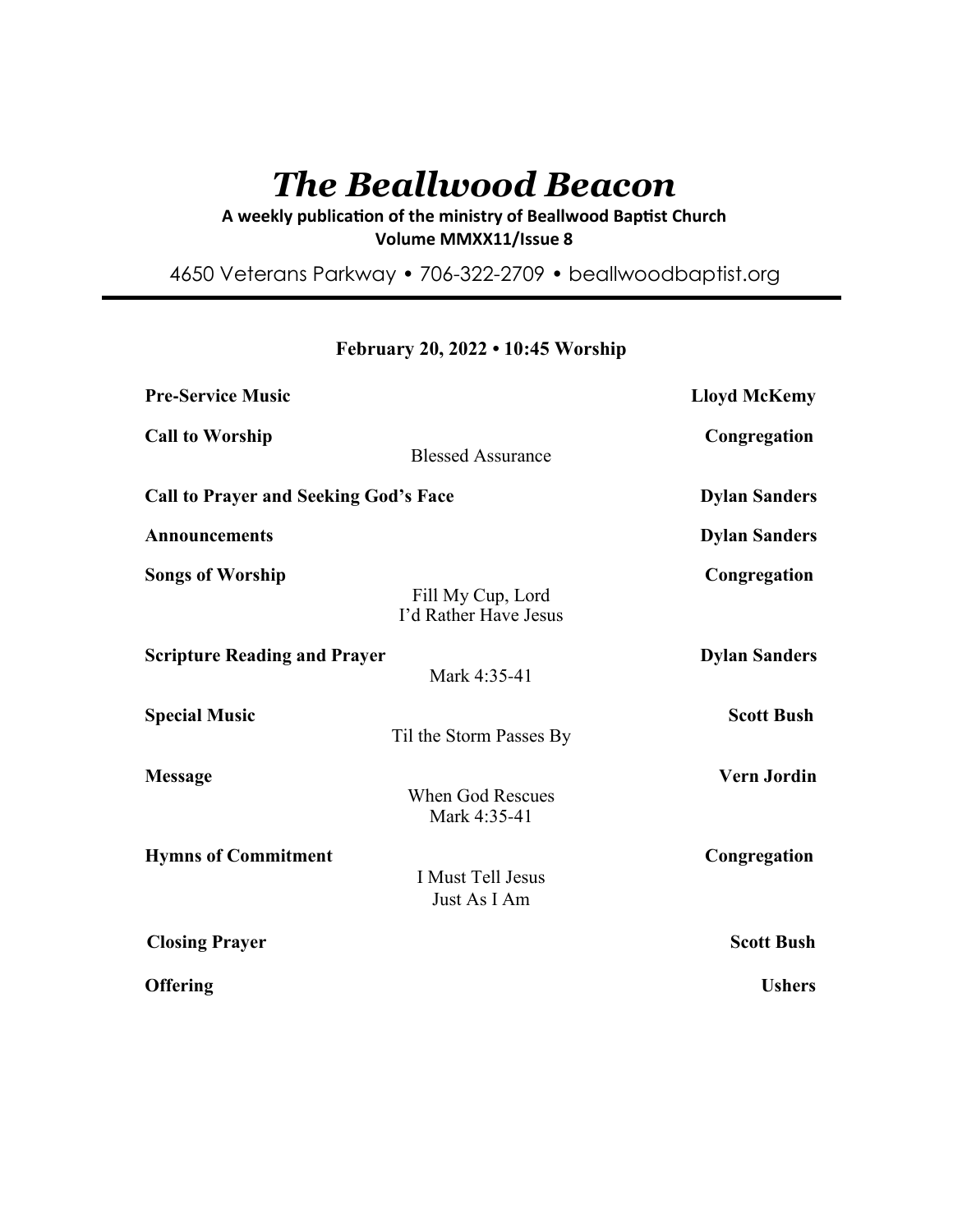# *The Beallwood Beacon*

**A weekly publication of the ministry of Beallwood Baptist Church**
**Volume MMXX11/Issue 8**

4650 Veterans Parkway • 706-322-2709 • beallwoodbaptist.org

---

**February 20, 2022 • 10:45 Worship**

**Pre-Service Music** — **Lloyd McKemy**

**Call to Worship** — **Congregation**
Blessed Assurance

**Call to Prayer and Seeking God's Face** — **Dylan Sanders**

**Announcements** — **Dylan Sanders**

**Songs of Worship** — **Congregation**
Fill My Cup, Lord
I'd Rather Have Jesus

**Scripture Reading and Prayer** — **Dylan Sanders**
Mark 4:35-41

**Special Music** — **Scott Bush**
Til the Storm Passes By

**Message** — **Vern Jordin**
When God Rescues
Mark 4:35-41

**Hymns of Commitment** — **Congregation**
I Must Tell Jesus
Just As I Am

**Closing Prayer** — **Scott Bush**

**Offering** — **Ushers**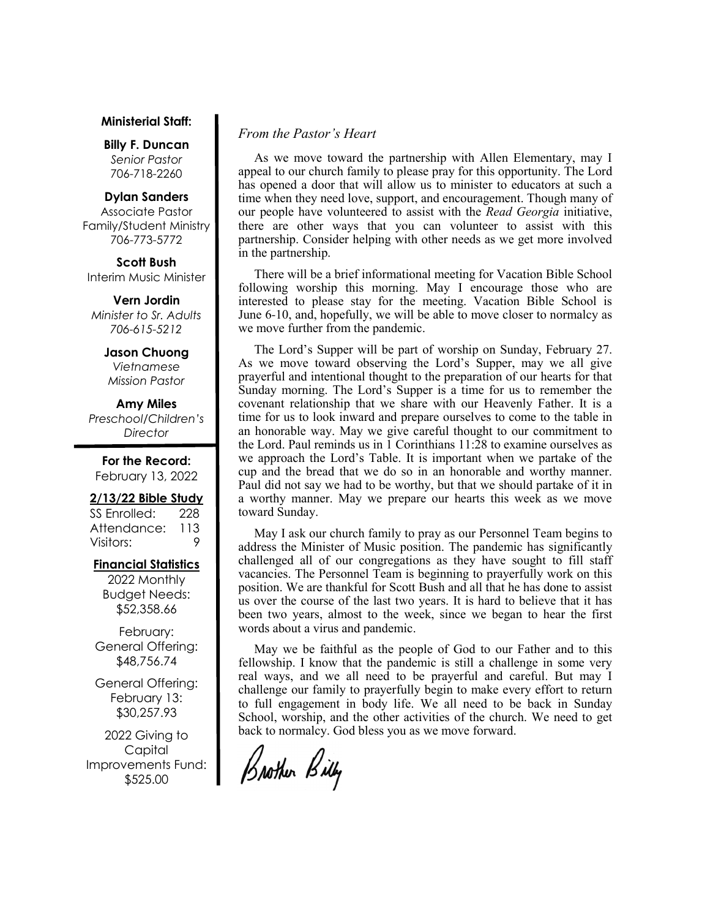**Ministerial Staff:**

**Billy F. Duncan**
*Senior Pastor*
706-718-2260

**Dylan Sanders**
Associate Pastor
Family/Student Ministry
706-773-5772

**Scott Bush**
Interim Music Minister

**Vern Jordin**
*Minister to Sr. Adults*
*706-615-5212*

**Jason Chuong**
*Vietnamese*
*Mission Pastor*

**Amy Miles**
*Preschool/Children's Director*

**For the Record:**
February 13, 2022

**2/13/22 Bible Study**

| | |
|---|---|
| SS Enrolled: | 228 |
| Attendance: | 113 |
| Visitors: | 9 |

**Financial Statistics**

2022 Monthly Budget Needs: $52,358.66

February: General Offering: $48,756.74

General Offering: February 13: $30,257.93

2022 Giving to Capital Improvements Fund: $525.00

*From the Pastor's Heart*

As we move toward the partnership with Allen Elementary, may I appeal to our church family to please pray for this opportunity. The Lord has opened a door that will allow us to minister to educators at such a time when they need love, support, and encouragement. Though many of our people have volunteered to assist with the *Read Georgia* initiative, there are other ways that you can volunteer to assist with this partnership. Consider helping with other needs as we get more involved in the partnership.

There will be a brief informational meeting for Vacation Bible School following worship this morning. May I encourage those who are interested to please stay for the meeting. Vacation Bible School is June 6-10, and, hopefully, we will be able to move closer to normalcy as we move further from the pandemic.

The Lord's Supper will be part of worship on Sunday, February 27. As we move toward observing the Lord's Supper, may we all give prayerful and intentional thought to the preparation of our hearts for that Sunday morning. The Lord's Supper is a time for us to remember the covenant relationship that we share with our Heavenly Father. It is a time for us to look inward and prepare ourselves to come to the table in an honorable way. May we give careful thought to our commitment to the Lord. Paul reminds us in 1 Corinthians 11:28 to examine ourselves as we approach the Lord's Table. It is important when we partake of the cup and the bread that we do so in an honorable and worthy manner. Paul did not say we had to be worthy, but that we should partake of it in a worthy manner. May we prepare our hearts this week as we move toward Sunday.

May I ask our church family to pray as our Personnel Team begins to address the Minister of Music position. The pandemic has significantly challenged all of our congregations as they have sought to fill staff vacancies. The Personnel Team is beginning to prayerfully work on this position. We are thankful for Scott Bush and all that he has done to assist us over the course of the last two years. It is hard to believe that it has been two years, almost to the week, since we began to hear the first words about a virus and pandemic.

May we be faithful as the people of God to our Father and to this fellowship. I know that the pandemic is still a challenge in some very real ways, and we all need to be prayerful and careful. But may I challenge our family to prayerfully begin to make every effort to return to full engagement in body life. We all need to be back in Sunday School, worship, and the other activities of the church. We need to get back to normalcy. God bless you as we move forward.

Brother Billy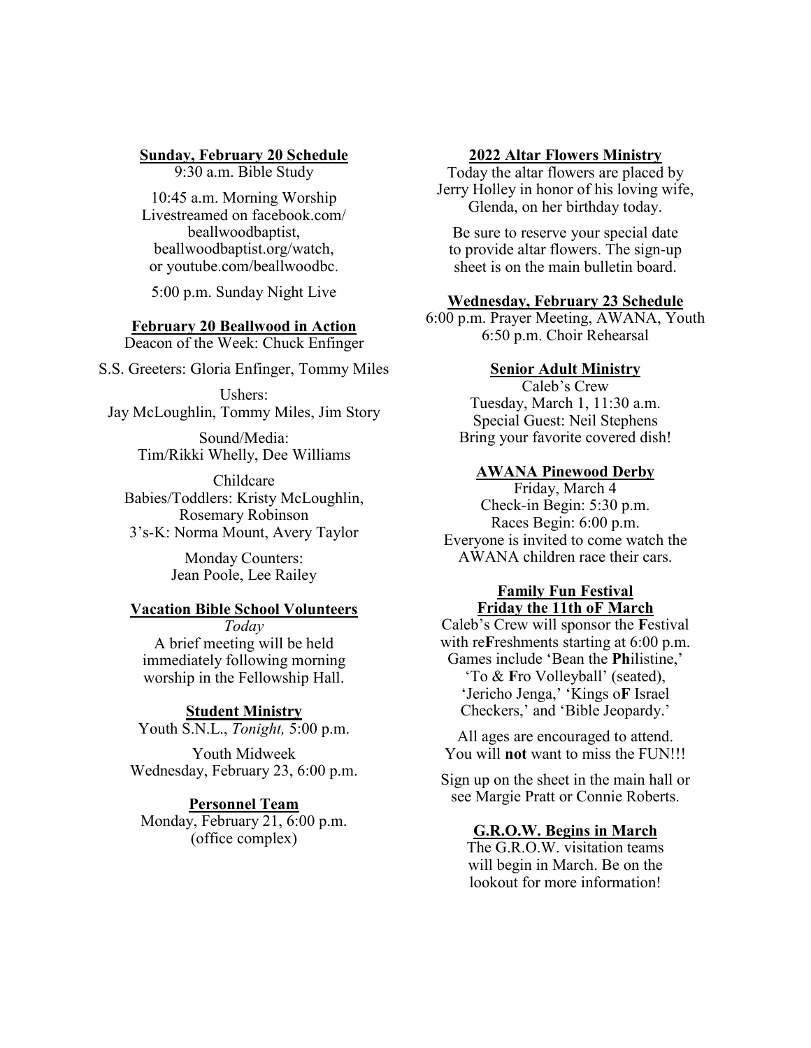**Sunday, February 20 Schedule**

9:30 a.m. Bible Study

10:45 a.m. Morning Worship
Livestreamed on facebook.com/beallwoodbaptist, beallwoodbaptist.org/watch, or youtube.com/beallwoodbc.

5:00 p.m. Sunday Night Live

**February 20 Beallwood in Action**

Deacon of the Week: Chuck Enfinger

S.S. Greeters: Gloria Enfinger, Tommy Miles

Ushers:
Jay McLoughlin, Tommy Miles, Jim Story

Sound/Media:
Tim/Rikki Whelly, Dee Williams

Childcare
Babies/Toddlers: Kristy McLoughlin, Rosemary Robinson
3's-K: Norma Mount, Avery Taylor

Monday Counters:
Jean Poole, Lee Railey

**Vacation Bible School Volunteers**

*Today*
A brief meeting will be held immediately following morning worship in the Fellowship Hall.

**Student Ministry**

Youth S.N.L., *Tonight,* 5:00 p.m.

Youth Midweek
Wednesday, February 23, 6:00 p.m.

**Personnel Team**

Monday, February 21, 6:00 p.m.
(office complex)

**2022 Altar Flowers Ministry**

Today the altar flowers are placed by Jerry Holley in honor of his loving wife, Glenda, on her birthday today.

Be sure to reserve your special date to provide altar flowers. The sign-up sheet is on the main bulletin board.

**Wednesday, February 23 Schedule**

6:00 p.m. Prayer Meeting, AWANA, Youth
6:50 p.m. Choir Rehearsal

**Senior Adult Ministry**

Caleb's Crew
Tuesday, March 1, 11:30 a.m.
Special Guest: Neil Stephens
Bring your favorite covered dish!

**AWANA Pinewood Derby**

Friday, March 4
Check-in Begin: 5:30 p.m.
Races Begin: 6:00 p.m.
Everyone is invited to come watch the AWANA children race their cars.

**Family Fun Festival**
**Friday the 11th oF March**

Caleb's Crew will sponsor the **F**estival with re**F**reshments starting at 6:00 p.m. Games include 'Bean the **Ph**ilistine,' 'To & **F**ro Volleyball' (seated), 'Jericho Jenga,' 'Kings o**F** Israel Checkers,' and 'Bible Jeopardy.'

All ages are encouraged to attend. You will **not** want to miss the FUN!!!

Sign up on the sheet in the main hall or see Margie Pratt or Connie Roberts.

**G.R.O.W. Begins in March**

The G.R.O.W. visitation teams will begin in March. Be on the lookout for more information!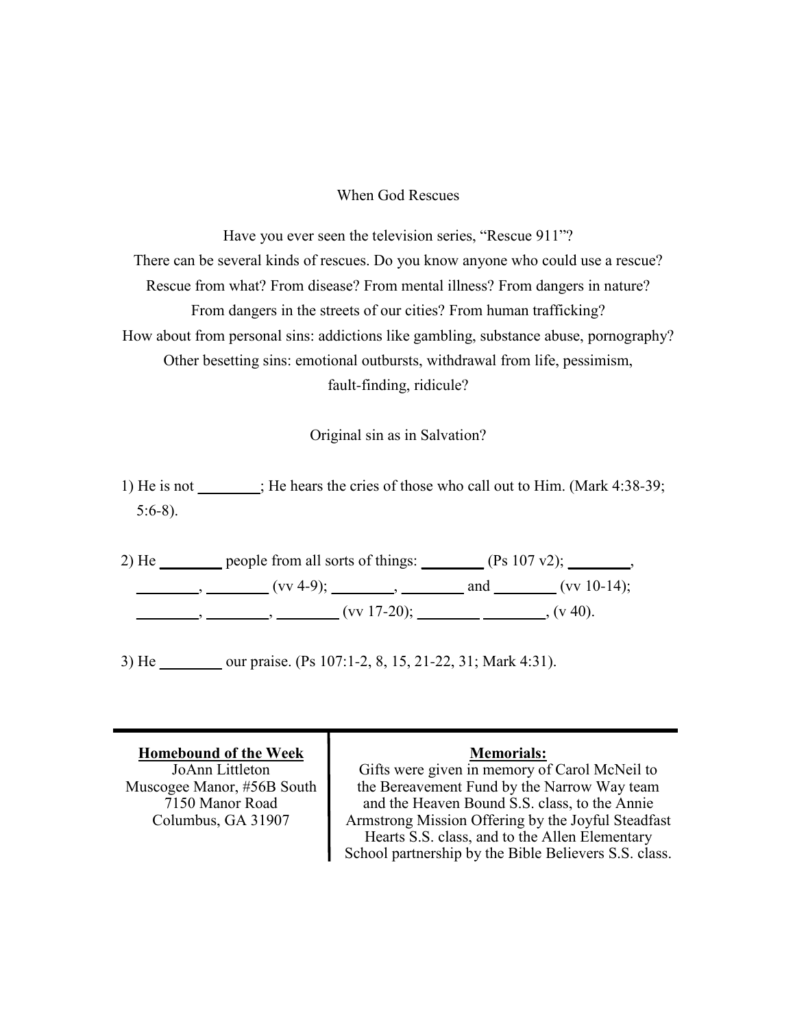## When God Rescues

Have you ever seen the television series, "Rescue 911"?
There can be several kinds of rescues. Do you know anyone who could use a rescue?
Rescue from what? From disease? From mental illness? From dangers in nature?
From dangers in the streets of our cities? From human trafficking?
How about from personal sins: addictions like gambling, substance abuse, pornography?
Other besetting sins: emotional outbursts, withdrawal from life, pessimism,
fault-finding, ridicule?

Original sin as in Salvation?

1) He is not ________; He hears the cries of those who call out to Him. (Mark 4:38-39; 5:6-8).

2) He ________ people from all sorts of things: ________ (Ps 107 v2); ________, ________, ________ (vv 4-9); ________, ________ and ________ (vv 10-14); ________, ________, ________ (vv 17-20); ________ ________, (v 40).

3) He ________ our praise. (Ps 107:1-2, 8, 15, 21-22, 31; Mark 4:31).

---

**Homebound of the Week**

JoAnn Littleton
Muscogee Manor, #56B South
7150 Manor Road
Columbus, GA 31907

**Memorials:**

Gifts were given in memory of Carol McNeil to the Bereavement Fund by the Narrow Way team and the Heaven Bound S.S. class, to the Annie Armstrong Mission Offering by the Joyful Steadfast Hearts S.S. class, and to the Allen Elementary School partnership by the Bible Believers S.S. class.